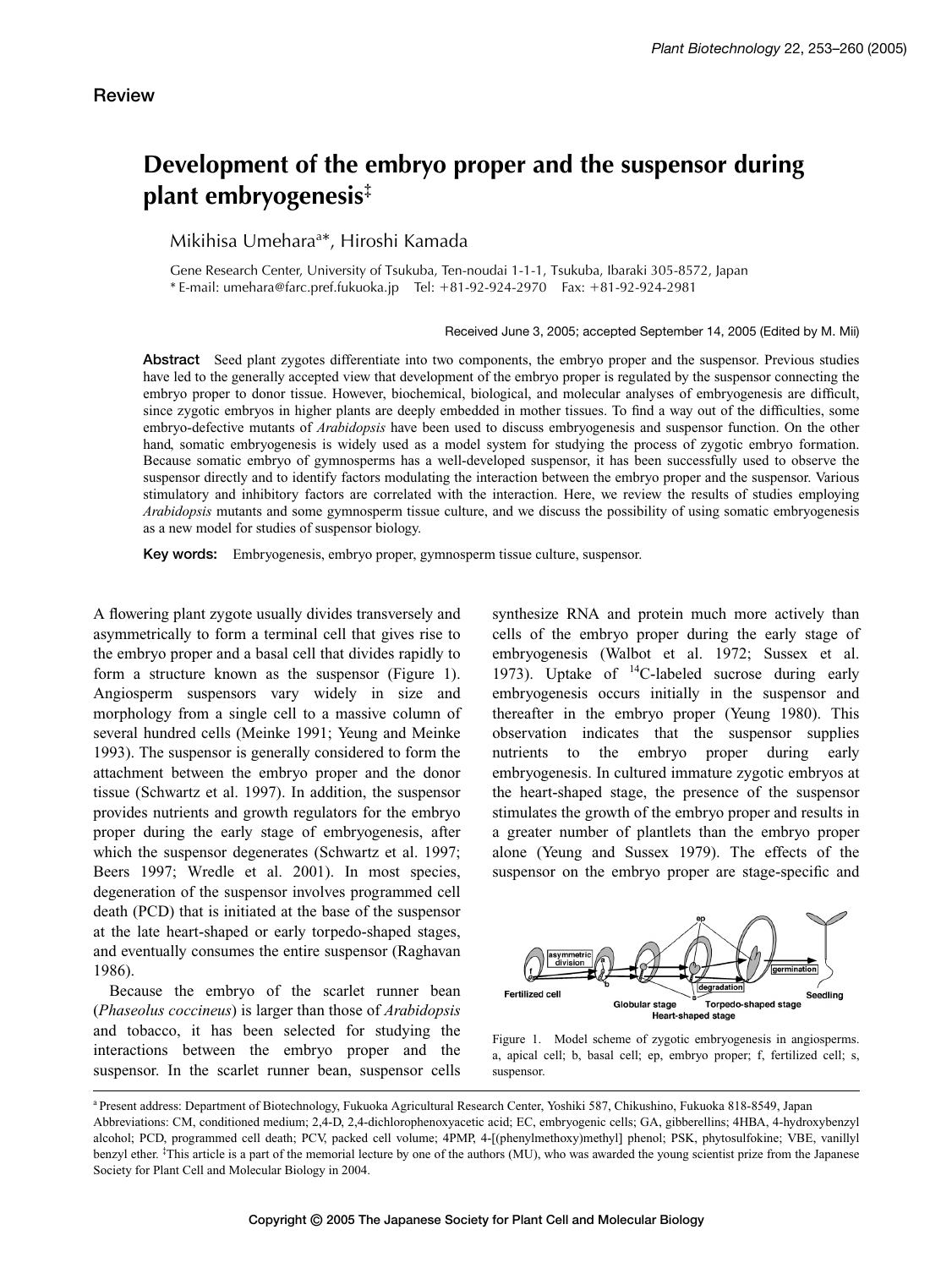Review

# Development of the embryo proper and the suspensor during plant embryogenesis[‡]

Mikihisa Umehara[a*], Hiroshi Kamada

Gene Research Center, University of Tsukuba, Ten-noudai 1-1-1, Tsukuba, Ibaraki 305-8572, Japan
* E-mail: umehara@farc.pref.fukuoka.jp Tel: +81-92-924-2970 Fax: +81-92-924-2981

Received June 3, 2005; accepted September 14, 2005 (Edited by M. Mii)

**Abstract** Seed plant zygotes differentiate into two components, the embryo proper and the suspensor. Previous studies have led to the generally accepted view that development of the embryo proper is regulated by the suspensor connecting the embryo proper to donor tissue. However, biochemical, biological, and molecular analyses of embryogenesis are difficult, since zygotic embryos in higher plants are deeply embedded in mother tissues. To find a way out of the difficulties, some embryo-defective mutants of *Arabidopsis* have been used to discuss embryogenesis and suspensor function. On the other hand, somatic embryogenesis is widely used as a model system for studying the process of zygotic embryo formation. Because somatic embryo of gymnosperms has a well-developed suspensor, it has been successfully used to observe the suspensor directly and to identify factors modulating the interaction between the embryo proper and the suspensor. Various stimulatory and inhibitory factors are correlated with the interaction. Here, we review the results of studies employing *Arabidopsis* mutants and some gymnosperm tissue culture, and we discuss the possibility of using somatic embryogenesis as a new model for studies of suspensor biology.

**Key words:** Embryogenesis, embryo proper, gymnosperm tissue culture, suspensor.

A flowering plant zygote usually divides transversely and asymmetrically to form a terminal cell that gives rise to the embryo proper and a basal cell that divides rapidly to form a structure known as the suspensor (Figure 1). Angiosperm suspensors vary widely in size and morphology from a single cell to a massive column of several hundred cells (Meinke 1991; Yeung and Meinke 1993). The suspensor is generally considered to form the attachment between the embryo proper and the donor tissue (Schwartz et al. 1997). In addition, the suspensor provides nutrients and growth regulators for the embryo proper during the early stage of embryogenesis, after which the suspensor degenerates (Schwartz et al. 1997; Beers 1997; Wredle et al. 2001). In most species, degeneration of the suspensor involves programmed cell death (PCD) that is initiated at the base of the suspensor at the late heart-shaped or early torpedo-shaped stages, and eventually consumes the entire suspensor (Raghavan 1986).

Because the embryo of the scarlet runner bean (*Phaseolus coccineus*) is larger than those of *Arabidopsis* and tobacco, it has been selected for studying the interactions between the embryo proper and the suspensor. In the scarlet runner bean, suspensor cells synthesize RNA and protein much more actively than cells of the embryo proper during the early stage of embryogenesis (Walbot et al. 1972; Sussex et al. 1973). Uptake of $^{14}$C-labeled sucrose during early embryogenesis occurs initially in the suspensor and thereafter in the embryo proper (Yeung 1980). This observation indicates that the suspensor supplies nutrients to the embryo proper during early embryogenesis. In cultured immature zygotic embryos at the heart-shaped stage, the presence of the suspensor stimulates the growth of the embryo proper and results in a greater number of plantlets than the embryo proper alone (Yeung and Sussex 1979). The effects of the suspensor on the embryo proper are stage-specific and

Figure 1. Model scheme of zygotic embryogenesis in angiosperms. a, apical cell; b, basal cell; ep, embryo proper; f, fertilized cell; s, suspensor.

[a] Present address: Department of Biotechnology, Fukuoka Agricultural Research Center, Yoshiki 587, Chikushino, Fukuoka 818-8549, Japan
Abbreviations: CM, conditioned medium; 2,4-D, 2,4-dichlorophenoxyacetic acid; EC, embryogenic cells; GA, gibberellins; 4HBA, 4-hydroxybenzyl alcohol; PCD, programmed cell death; PCV, packed cell volume; 4PMP, 4-[(phenylmethoxy)methyl] phenol; PSK, phytosulfokine; VBE, vanillyl benzyl ether. [‡]This article is a part of the memorial lecture by one of the authors (MU), who was awarded the young scientist prize from the Japanese Society for Plant Cell and Molecular Biology in 2004.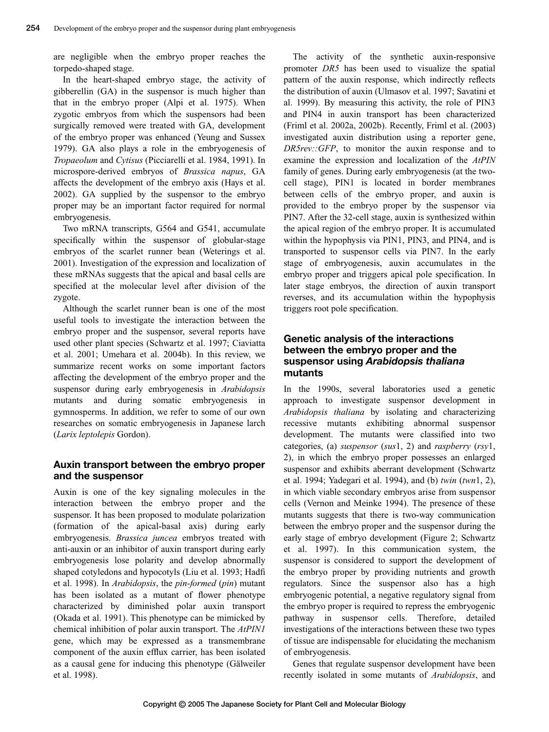are negligible when the embryo proper reaches the torpedo-shaped stage.

In the heart-shaped embryo stage, the activity of gibberellin (GA) in the suspensor is much higher than that in the embryo proper (Alpi et al. 1975). When zygotic embryos from which the suspensors had been surgically removed were treated with GA, development of the embryo proper was enhanced (Yeung and Sussex 1979). GA also plays a role in the embryogenesis of *Tropaeolum* and *Cytisus* (Picciarelli et al. 1984, 1991). In microspore-derived embryos of *Brassica napus*, GA affects the development of the embryo axis (Hays et al. 2002). GA supplied by the suspensor to the embryo proper may be an important factor required for normal embryogenesis.

Two mRNA transcripts, G564 and G541, accumulate specifically within the suspensor of globular-stage embryos of the scarlet runner bean (Weterings et al. 2001). Investigation of the expression and localization of these mRNAs suggests that the apical and basal cells are specified at the molecular level after division of the zygote.

Although the scarlet runner bean is one of the most useful tools to investigate the interaction between the embryo proper and the suspensor, several reports have used other plant species (Schwartz et al. 1997; Ciaviatta et al. 2001; Umehara et al. 2004b). In this review, we summarize recent works on some important factors affecting the development of the embryo proper and the suspensor during early embryogenesis in *Arabidopsis* mutants and during somatic embryogenesis in gymnosperms. In addition, we refer to some of our own researches on somatic embryogenesis in Japanese larch (*Larix leptolepis* Gordon).

## Auxin transport between the embryo proper and the suspensor

Auxin is one of the key signaling molecules in the interaction between the embryo proper and the suspensor. It has been proposed to modulate polarization (formation of the apical-basal axis) during early embryogenesis. *Brassica juncea* embryos treated with anti-auxin or an inhibitor of auxin transport during early embryogenesis lose polarity and develop abnormally shaped cotyledons and hypocotyls (Liu et al. 1993; Hadfi et al. 1998). In *Arabidopsis*, the *pin-formed* (*pin*) mutant has been isolated as a mutant of flower phenotype characterized by diminished polar auxin transport (Okada et al. 1991). This phenotype can be mimicked by chemical inhibition of polar auxin transport. The *AtPIN1* gene, which may be expressed as a transmembrane component of the auxin efflux carrier, has been isolated as a causal gene for inducing this phenotype (Gälweiler et al. 1998).

The activity of the synthetic auxin-responsive promoter *DR5* has been used to visualize the spatial pattern of the auxin response, which indirectly reflects the distribution of auxin (Ulmasov et al. 1997; Savatini et al. 1999). By measuring this activity, the role of PIN3 and PIN4 in auxin transport has been characterized (Friml et al. 2002a, 2002b). Recently, Friml et al. (2003) investigated auxin distribution using a reporter gene, *DR5rev::GFP*, to monitor the auxin response and to examine the expression and localization of the *AtPIN* family of genes. During early embryogenesis (at the two-cell stage), PIN1 is located in border membranes between cells of the embryo proper, and auxin is provided to the embryo proper by the suspensor via PIN7. After the 32-cell stage, auxin is synthesized within the apical region of the embryo proper. It is accumulated within the hypophysis via PIN1, PIN3, and PIN4, and is transported to suspensor cells via PIN7. In the early stage of embryogenesis, auxin accumulates in the embryo proper and triggers apical pole specification. In later stage embryos, the direction of auxin transport reverses, and its accumulation within the hypophysis triggers root pole specification.

## Genetic analysis of the interactions between the embryo proper and the suspensor using *Arabidopsis thaliana* mutants

In the 1990s, several laboratories used a genetic approach to investigate suspensor development in *Arabidopsis thaliana* by isolating and characterizing recessive mutants exhibiting abnormal suspensor development. The mutants were classified into two categories, (a) *suspensor* (*sus*1, 2) and *raspberry* (*rsy*1, 2), in which the embryo proper possesses an enlarged suspensor and exhibits aberrant development (Schwartz et al. 1994; Yadegari et al. 1994), and (b) *twin* (*twn*1, 2), in which viable secondary embryos arise from suspensor cells (Vernon and Meinke 1994). The presence of these mutants suggests that there is two-way communication between the embryo proper and the suspensor during the early stage of embryo development (Figure 2; Schwartz et al. 1997). In this communication system, the suspensor is considered to support the development of the embryo proper by providing nutrients and growth regulators. Since the suspensor also has a high embryogenic potential, a negative regulatory signal from the embryo proper is required to repress the embryogenic pathway in suspensor cells. Therefore, detailed investigations of the interactions between these two types of tissue are indispensable for elucidating the mechanism of embryogenesis.

Genes that regulate suspensor development have been recently isolated in some mutants of *Arabidopsis*, and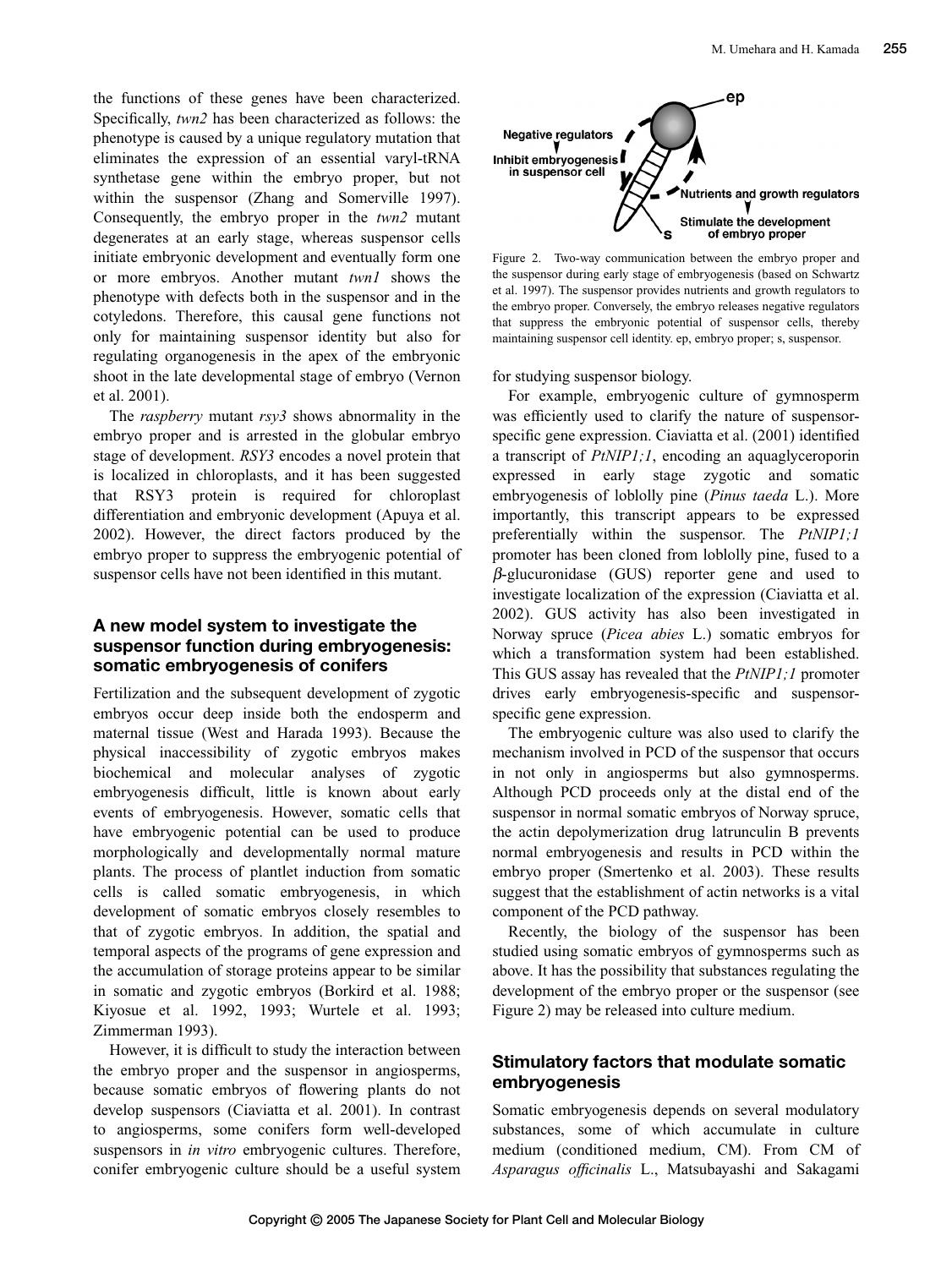the functions of these genes have been characterized. Specifically, *twn2* has been characterized as follows: the phenotype is caused by a unique regulatory mutation that eliminates the expression of an essential varyl-tRNA synthetase gene within the embryo proper, but not within the suspensor (Zhang and Somerville 1997). Consequently, the embryo proper in the *twn2* mutant degenerates at an early stage, whereas suspensor cells initiate embryonic development and eventually form one or more embryos. Another mutant *twn1* shows the phenotype with defects both in the suspensor and in the cotyledons. Therefore, this causal gene functions not only for maintaining suspensor identity but also for regulating organogenesis in the apex of the embryonic shoot in the late developmental stage of embryo (Vernon et al. 2001).

The *raspberry* mutant *rsy3* shows abnormality in the embryo proper and is arrested in the globular embryo stage of development. *RSY3* encodes a novel protein that is localized in chloroplasts, and it has been suggested that RSY3 protein is required for chloroplast differentiation and embryonic development (Apuya et al. 2002). However, the direct factors produced by the embryo proper to suppress the embryogenic potential of suspensor cells have not been identified in this mutant.

## A new model system to investigate the suspensor function during embryogenesis: somatic embryogenesis of conifers

Fertilization and the subsequent development of zygotic embryos occur deep inside both the endosperm and maternal tissue (West and Harada 1993). Because the physical inaccessibility of zygotic embryos makes biochemical and molecular analyses of zygotic embryogenesis difficult, little is known about early events of embryogenesis. However, somatic cells that have embryogenic potential can be used to produce morphologically and developmentally normal mature plants. The process of plantlet induction from somatic cells is called somatic embryogenesis, in which development of somatic embryos closely resembles to that of zygotic embryos. In addition, the spatial and temporal aspects of the programs of gene expression and the accumulation of storage proteins appear to be similar in somatic and zygotic embryos (Borkird et al. 1988; Kiyosue et al. 1992, 1993; Wurtele et al. 1993; Zimmerman 1993).

However, it is difficult to study the interaction between the embryo proper and the suspensor in angiosperms, because somatic embryos of flowering plants do not develop suspensors (Ciaviatta et al. 2001). In contrast to angiosperms, some conifers form well-developed suspensors in *in vitro* embryogenic cultures. Therefore, conifer embryogenic culture should be a useful system for studying suspensor biology.

Negative regulators
Inhibit embryogenesis in suspensor cell
Nutrients and growth regulators
Stimulate the development of embryo proper
ep
s

Figure 2. Two-way communication between the embryo proper and the suspensor during early stage of embryogenesis (based on Schwartz et al. 1997). The suspensor provides nutrients and growth regulators to the embryo proper. Conversely, the embryo releases negative regulators that suppress the embryonic potential of suspensor cells, thereby maintaining suspensor cell identity. ep, embryo proper; s, suspensor.

For example, embryogenic culture of gymnosperm was efficiently used to clarify the nature of suspensor-specific gene expression. Ciaviatta et al. (2001) identified a transcript of *PtNIP1;1*, encoding an aquaglyceroporin expressed in early stage zygotic and somatic embryogenesis of loblolly pine (*Pinus taeda* L.). More importantly, this transcript appears to be expressed preferentially within the suspensor. The *PtNIP1;1* promoter has been cloned from loblolly pine, fused to a $\beta$-glucuronidase (GUS) reporter gene and used to investigate localization of the expression (Ciaviatta et al. 2002). GUS activity has also been investigated in Norway spruce (*Picea abies* L.) somatic embryos for which a transformation system had been established. This GUS assay has revealed that the *PtNIP1;1* promoter drives early embryogenesis-specific and suspensor-specific gene expression.

The embryogenic culture was also used to clarify the mechanism involved in PCD of the suspensor that occurs in not only in angiosperms but also gymnosperms. Although PCD proceeds only at the distal end of the suspensor in normal somatic embryos of Norway spruce, the actin depolymerization drug latrunculin B prevents normal embryogenesis and results in PCD within the embryo proper (Smertenko et al. 2003). These results suggest that the establishment of actin networks is a vital component of the PCD pathway.

Recently, the biology of the suspensor has been studied using somatic embryos of gymnosperms such as above. It has the possibility that substances regulating the development of the embryo proper or the suspensor (see Figure 2) may be released into culture medium.

## Stimulatory factors that modulate somatic embryogenesis

Somatic embryogenesis depends on several modulatory substances, some of which accumulate in culture medium (conditioned medium, CM). From CM of *Asparagus officinalis* L., Matsubayashi and Sakagami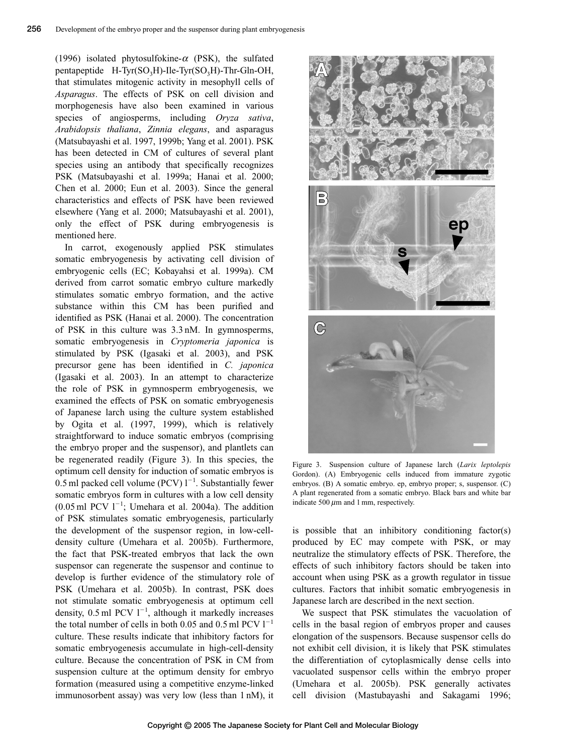(1996) isolated phytosulfokine-$\alpha$ (PSK), the sulfated pentapeptide H-Tyr($SO_3H$)-Ile-Tyr($SO_3H$)-Thr-Gln-OH, that stimulates mitogenic activity in mesophyll cells of *Asparagus*. The effects of PSK on cell division and morphogenesis have also been examined in various species of angiosperms, including *Oryza sativa*, *Arabidopsis thaliana*, *Zinnia elegans*, and asparagus (Matsubayashi et al. 1997, 1999b; Yang et al. 2001). PSK has been detected in CM of cultures of several plant species using an antibody that specifically recognizes PSK (Matsubayashi et al. 1999a; Hanai et al. 2000; Chen et al. 2000; Eun et al. 2003). Since the general characteristics and effects of PSK have been reviewed elsewhere (Yang et al. 2000; Matsubayashi et al. 2001), only the effect of PSK during embryogenesis is mentioned here.

In carrot, exogenously applied PSK stimulates somatic embryogenesis by activating cell division of embryogenic cells (EC; Kobayahsi et al. 1999a). CM derived from carrot somatic embryo culture markedly stimulates somatic embryo formation, and the active substance within this CM has been purified and identified as PSK (Hanai et al. 2000). The concentration of PSK in this culture was 3.3 nM. In gymnosperms, somatic embryogenesis in *Cryptomeria japonica* is stimulated by PSK (Igasaki et al. 2003), and PSK precursor gene has been identified in *C. japonica* (Igasaki et al. 2003). In an attempt to characterize the role of PSK in gymnosperm embryogenesis, we examined the effects of PSK on somatic embryogenesis of Japanese larch using the culture system established by Ogita et al. (1997, 1999), which is relatively straightforward to induce somatic embryos (comprising the embryo proper and the suspensor), and plantlets can be regenerated readily (Figure 3). In this species, the optimum cell density for induction of somatic embryos is 0.5 ml packed cell volume (PCV) $l^{-1}$. Substantially fewer somatic embryos form in cultures with a low cell density (0.05 ml PCV $l^{-1}$; Umehara et al. 2004a). The addition of PSK stimulates somatic embryogenesis, particularly the development of the suspensor region, in low-cell-density culture (Umehara et al. 2005b). Furthermore, the fact that PSK-treated embryos that lack the own suspensor can regenerate the suspensor and continue to develop is further evidence of the stimulatory role of PSK (Umehara et al. 2005b). In contrast, PSK does not stimulate somatic embryogenesis at optimum cell density, 0.5 ml PCV $l^{-1}$, although it markedly increases the total number of cells in both 0.05 and 0.5 ml PCV $l^{-1}$ culture. These results indicate that inhibitory factors for somatic embryogenesis accumulate in high-cell-density culture. Because the concentration of PSK in CM from suspension culture at the optimum density for embryo formation (measured using a competitive enzyme-linked immunosorbent assay) was very low (less than 1 nM), it is possible that an inhibitory conditioning factor(s) produced by EC may compete with PSK, or may neutralize the stimulatory effects of PSK. Therefore, the effects of such inhibitory factors should be taken into account when using PSK as a growth regulator in tissue cultures. Factors that inhibit somatic embryogenesis in Japanese larch are described in the next section.

Figure 3. Suspension culture of Japanese larch (*Larix leptolepis* Gordon). (A) Embryogenic cells induced from immature zygotic embryos. (B) A somatic embryo. ep, embryo proper; s, suspensor. (C) A plant regenerated from a somatic embryo. Black bars and white bar indicate 500 $\mu$m and 1 mm, respectively.

We suspect that PSK stimulates the vacuolation of cells in the basal region of embryos proper and causes elongation of the suspensors. Because suspensor cells do not exhibit cell division, it is likely that PSK stimulates the differentiation of cytoplasmically dense cells into vacuolated suspensor cells within the embryo proper (Umehara et al. 2005b). PSK generally activates cell division (Mastubayashi and Sakagami 1996;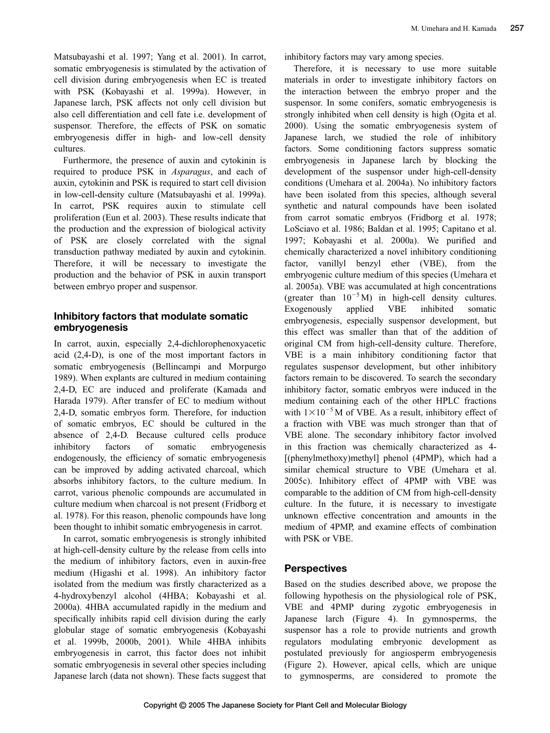Matsubayashi et al. 1997; Yang et al. 2001). In carrot, somatic embryogenesis is stimulated by the activation of cell division during embryogenesis when EC is treated with PSK (Kobayashi et al. 1999a). However, in Japanese larch, PSK affects not only cell division but also cell differentiation and cell fate i.e. development of suspensor. Therefore, the effects of PSK on somatic embryogenesis differ in high- and low-cell density cultures.

Furthermore, the presence of auxin and cytokinin is required to produce PSK in *Asparagus*, and each of auxin, cytokinin and PSK is required to start cell division in low-cell-density culture (Matsubayashi et al. 1999a). In carrot, PSK requires auxin to stimulate cell proliferation (Eun et al. 2003). These results indicate that the production and the expression of biological activity of PSK are closely correlated with the signal transduction pathway mediated by auxin and cytokinin. Therefore, it will be necessary to investigate the production and the behavior of PSK in auxin transport between embryo proper and suspensor.

## Inhibitory factors that modulate somatic embryogenesis

In carrot, auxin, especially 2,4-dichlorophenoxyacetic acid (2,4-D), is one of the most important factors in somatic embryogenesis (Bellincampi and Morpurgo 1989). When explants are cultured in medium containing 2,4-D, EC are induced and proliferate (Kamada and Harada 1979). After transfer of EC to medium without 2,4-D, somatic embryos form. Therefore, for induction of somatic embryos, EC should be cultured in the absence of 2,4-D. Because cultured cells produce inhibitory factors of somatic embryogenesis endogenously, the efficiency of somatic embryogenesis can be improved by adding activated charcoal, which absorbs inhibitory factors, to the culture medium. In carrot, various phenolic compounds are accumulated in culture medium when charcoal is not present (Fridborg et al. 1978). For this reason, phenolic compounds have long been thought to inhibit somatic embryogenesis in carrot.

In carrot, somatic embryogenesis is strongly inhibited at high-cell-density culture by the release from cells into the medium of inhibitory factors, even in auxin-free medium (Higashi et al. 1998). An inhibitory factor isolated from the medium was firstly characterized as a 4-hydroxybenzyl alcohol (4HBA; Kobayashi et al. 2000a). 4HBA accumulated rapidly in the medium and specifically inhibits rapid cell division during the early globular stage of somatic embryogenesis (Kobayashi et al. 1999b, 2000b, 2001). While 4HBA inhibits embryogenesis in carrot, this factor does not inhibit somatic embryogenesis in several other species including Japanese larch (data not shown). These facts suggest that inhibitory factors may vary among species.

Therefore, it is necessary to use more suitable materials in order to investigate inhibitory factors on the interaction between the embryo proper and the suspensor. In some conifers, somatic embryogenesis is strongly inhibited when cell density is high (Ogita et al. 2000). Using the somatic embryogenesis system of Japanese larch, we studied the role of inhibitory factors. Some conditioning factors suppress somatic embryogenesis in Japanese larch by blocking the development of the suspensor under high-cell-density conditions (Umehara et al. 2004a). No inhibitory factors have been isolated from this species, although several synthetic and natural compounds have been isolated from carrot somatic embryos (Fridborg et al. 1978; LoSciavo et al. 1986; Baldan et al. 1995; Capitano et al. 1997; Kobayashi et al. 2000a). We purified and chemically characterized a novel inhibitory conditioning factor, vanillyl benzyl ether (VBE), from the embryogenic culture medium of this species (Umehara et al. 2005a). VBE was accumulated at high concentrations (greater than $10^{-5}$ M) in high-cell density cultures. Exogenously applied VBE inhibited somatic embryogenesis, especially suspensor development, but this effect was smaller than that of the addition of original CM from high-cell-density culture. Therefore, VBE is a main inhibitory conditioning factor that regulates suspensor development, but other inhibitory factors remain to be discovered. To search the secondary inhibitory factor, somatic embryos were induced in the medium containing each of the other HPLC fractions with $1\times10^{-5}$ M of VBE. As a result, inhibitory effect of a fraction with VBE was much stronger than that of VBE alone. The secondary inhibitory factor involved in this fraction was chemically characterized as 4-[(phenylmethoxy)methyl] phenol (4PMP), which had a similar chemical structure to VBE (Umehara et al. 2005c). Inhibitory effect of 4PMP with VBE was comparable to the addition of CM from high-cell-density culture. In the future, it is necessary to investigate unknown effective concentration and amounts in the medium of 4PMP, and examine effects of combination with PSK or VBE.

## Perspectives

Based on the studies described above, we propose the following hypothesis on the physiological role of PSK, VBE and 4PMP during zygotic embryogenesis in Japanese larch (Figure 4). In gymnosperms, the suspensor has a role to provide nutrients and growth regulators modulating embryonic development as postulated previously for angiosperm embryogenesis (Figure 2). However, apical cells, which are unique to gymnosperms, are considered to promote the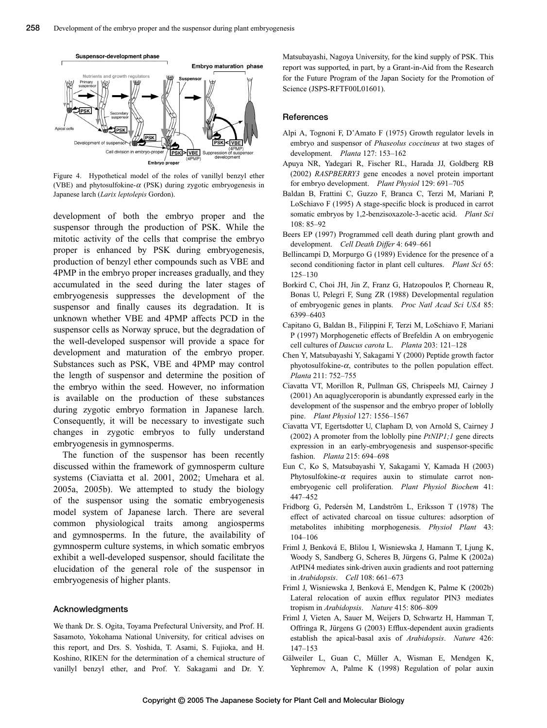Figure 4. Hypothetical model of the roles of vanillyl benzyl ether (VBE) and phytosulfokine-$\alpha$ (PSK) during zygotic embryogenesis in Japanese larch (*Larix leptolepis* Gordon).

development of both the embryo proper and the suspensor through the production of PSK. While the mitotic activity of the cells that comprise the embryo proper is enhanced by PSK during embryogenesis, production of benzyl ether compounds such as VBE and 4PMP in the embryo proper increases gradually, and they accumulated in the seed during the later stages of embryogenesis suppresses the development of the suspensor and finally causes its degradation. It is unknown whether VBE and 4PMP affects PCD in the suspensor cells as Norway spruce, but the degradation of the well-developed suspensor will provide a space for development and maturation of the embryo proper. Substances such as PSK, VBE and 4PMP may control the length of suspensor and determine the position of the embryo within the seed. However, no information is available on the production of these substances during zygotic embryo formation in Japanese larch. Consequently, it will be necessary to investigate such changes in zygotic embryos to fully understand embryogenesis in gymnosperms.

The function of the suspensor has been recently discussed within the framework of gymnosperm culture systems (Ciaviatta et al. 2001, 2002; Umehara et al. 2005a, 2005b). We attempted to study the biology of the suspensor using the somatic embryogenesis model system of Japanese larch. There are several common physiological traits among angiosperms and gymnosperms. In the future, the availability of gymnosperm culture systems, in which somatic embryos exhibit a well-developed suspensor, should facilitate the elucidation of the general role of the suspensor in embryogenesis of higher plants.

## Acknowledgments

We thank Dr. S. Ogita, Toyama Prefectural University, and Prof. H. Sasamoto, Yokohama National University, for critical advises on this report, and Drs. S. Yoshida, T. Asami, S. Fujioka, and H. Koshino, RIKEN for the determination of a chemical structure of vanillyl benzyl ether, and Prof. Y. Sakagami and Dr. Y. Matsubayashi, Nagoya University, for the kind supply of PSK. This report was supported, in part, by a Grant-in-Aid from the Research for the Future Program of the Japan Society for the Promotion of Science (JSPS-RFTF00L01601).

## References

Alpi A, Tognoni F, D'Amato F (1975) Growth regulator levels in embryo and suspensor of *Phaseolus coccineus* at two stages of development. *Planta* 127: 153–162

Apuya NR, Yadegari R, Fischer RL, Harada JJ, Goldberg RB (2002) *RASPBERRY3* gene encodes a novel protein important for embryo development. *Plant Physiol* 129: 691–705

Baldan B, Frattini C, Guzzo F, Branca C, Terzi M, Mariani P, LoSchiavo F (1995) A stage-specific block is produced in carrot somatic embryos by 1,2-benzisoxazole-3-acetic acid. *Plant Sci* 108: 85–92

Beers EP (1997) Programmed cell death during plant growth and development. *Cell Death Differ* 4: 649–661

Bellincampi D, Morpurgo G (1989) Evidence for the presence of a second conditioning factor in plant cell cultures. *Plant Sci* 65: 125–130

Borkird C, Choi JH, Jin Z, Franz G, Hatzopoulos P, Chorneau R, Bonas U, Pelegri F, Sung ZR (1988) Developmental regulation of embryogenic genes in plants. *Proc Natl Acad Sci USA* 85: 6399–6403

Capitano G, Baldan B., Filippini F, Terzi M, LoSchiavo F, Mariani P (1997) Morphogenetic effects of Brefeldin A on embryogenic cell cultures of *Daucus carota* L. *Planta* 203: 121–128

Chen Y, Matsubayashi Y, Sakagami Y (2000) Peptide growth factor phyotosulfokine-$\alpha$, contributes to the pollen population effect. *Planta* 211: 752–755

Ciavatta VT, Morillon R, Pullman GS, Chrispeels MJ, Cairney J (2001) An aquaglyceroporin is abundantly expressed early in the development of the suspensor and the embryo proper of loblolly pine. *Plant Physiol* 127: 1556–1567

Ciavatta VT, Egertsdotter U, Clapham D, von Arnold S, Cairney J (2002) A promoter from the loblolly pine *PtNIP1;1* gene directs expression in an early-embryogenesis and suspensor-specific fashion. *Planta* 215: 694–698

Eun C, Ko S, Matsubayashi Y, Sakagami Y, Kamada H (2003) Phytosulfokine-$\alpha$ requires auxin to stimulate carrot non-embryogenic cell proliferation. *Plant Physiol Biochem* 41: 447–452

Fridborg G, Pedersén M, Landström L, Eriksson T (1978) The effect of activated charcoal on tissue cultures: adsorption of metabolites inhibiting morphogenesis. *Physiol Plant* 43: 104–106

Friml J, Benková E, Blilou I, Wisniewska J, Hamann T, Ljung K, Woody S, Sandberg G, Scheres B, Jürgens G, Palme K (2002a) AtPIN4 mediates sink-driven auxin gradients and root patterning in *Arabidopsis*. *Cell* 108: 661–673

Friml J, Wisniewska J, Benková E, Mendgen K, Palme K (2002b) Lateral relocation of auxin efflux regulator PIN3 mediates tropism in *Arabidopsis*. *Nature* 415: 806–809

Friml J, Vieten A, Sauer M, Weijers D, Schwartz H, Hamman T, Offringa R, Jürgens G (2003) Efflux-dependent auxin gradients establish the apical-basal axis of *Arabidopsis*. *Nature* 426: 147–153

Gälweiler L, Guan C, Müller A, Wisman E, Mendgen K, Yephremov A, Palme K (1998) Regulation of polar auxin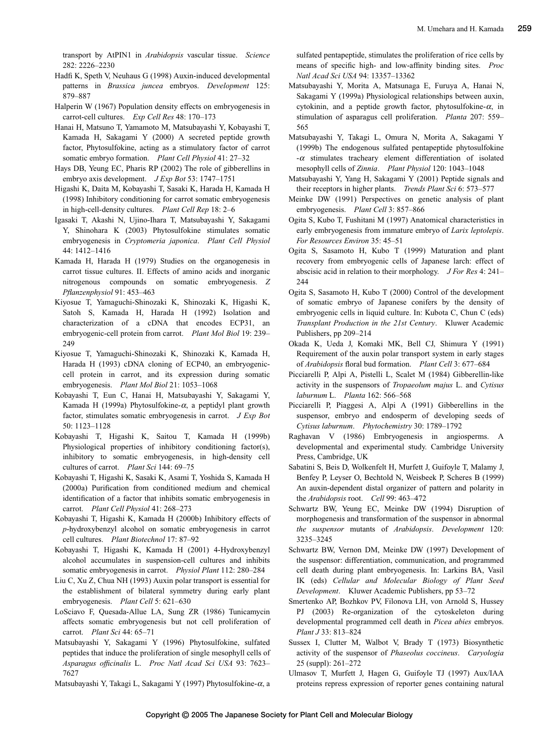transport by AtPIN1 in *Arabidopsis* vascular tissue. *Science* 282: 2226–2230

Hadfi K, Speth V, Neuhaus G (1998) Auxin-induced developmental patterns in *Brassica juncea* embryos. *Development* 125: 879–887

Halperin W (1967) Population density effects on embryogenesis in carrot-cell cultures. *Exp Cell Res* 48: 170–173

Hanai H, Matsuno T, Yamamoto M, Matsubayashi Y, Kobayashi T, Kamada H, Sakagami Y (2000) A secreted peptide growth factor, Phytosulfokine, acting as a stimulatory factor of carrot somatic embryo formation. *Plant Cell Physiol* 41: 27–32

Hays DB, Yeung EC, Pharis RP (2002) The role of gibberellins in embryo axis development. *J Exp Bot* 53: 1747–1751

Higashi K, Daita M, Kobayashi T, Sasaki K, Harada H, Kamada H (1998) Inhibitory conditioning for carrot somatic embryogenesis in high-cell-density cultures. *Plant Cell Rep* 18: 2–6

Igasaki T, Akashi N, Ujino-Ihara T, Matsubayashi Y, Sakagami Y, Shinohara K (2003) Phytosulfokine stimulates somatic embryogenesis in *Cryptomeria japonica*. *Plant Cell Physiol* 44: 1412–1416

Kamada H, Harada H (1979) Studies on the organogenesis in carrot tissue cultures. II. Effects of amino acids and inorganic nitrogenous compounds on somatic embryogenesis. *Z Pflanzenphysiol* 91: 453–463

Kiyosue T, Yamaguchi-Shinozaki K, Shinozaki K, Higashi K, Satoh S, Kamada H, Harada H (1992) Isolation and characterization of a cDNA that encodes ECP31, an embryogenic-cell protein from carrot. *Plant Mol Biol* 19: 239–249

Kiyosue T, Yamaguchi-Shinozaki K, Shinozaki K, Kamada H, Harada H (1993) cDNA cloning of ECP40, an embryogenic-cell protein in carrot, and its expression during somatic embryogenesis. *Plant Mol Biol* 21: 1053–1068

Kobayashi T, Eun C, Hanai H, Matsubayashi Y, Sakagami Y, Kamada H (1999a) Phytosulfokine-$\alpha$, a peptidyl plant growth factor, stimulates somatic embryogenesis in carrot. *J Exp Bot* 50: 1123–1128

Kobayashi T, Higashi K, Saitou T, Kamada H (1999b) Physiological properties of inhibitory conditioning factor(s), inhibitory to somatic embryogenesis, in high-density cell cultures of carrot. *Plant Sci* 144: 69–75

Kobayashi T, Higashi K, Sasaki K, Asami T, Yoshida S, Kamada H (2000a) Purification from conditioned medium and chemical identification of a factor that inhibits somatic embryogenesis in carrot. *Plant Cell Physiol* 41: 268–273

Kobayashi T, Higashi K, Kamada H (2000b) Inhibitory effects of *p*-hydroxybenzyl alcohol on somatic embryogenesis in carrot cell cultures. *Plant Biotechnol* 17: 87–92

Kobayashi T, Higashi K, Kamada H (2001) 4-Hydroxybenzyl alcohol accumulates in suspension-cell cultures and inhibits somatic embryogenesis in carrot. *Physiol Plant* 112: 280–284

Liu C, Xu Z, Chua NH (1993) Auxin polar transport is essential for the establishment of bilateral symmetry during early plant embryogenesis. *Plant Cell* 5: 621–630

LoSciavo F, Quesada-Allue LA, Sung ZR (1986) Tunicamycin affects somatic embryogenesis but not cell proliferation of carrot. *Plant Sci* 44: 65–71

Matsubayashi Y, Sakagami Y (1996) Phytosulfokine, sulfated peptides that induce the proliferation of single mesophyll cells of *Asparagus officinalis* L. *Proc Natl Acad Sci USA* 93: 7623–7627

Matsubayashi Y, Takagi L, Sakagami Y (1997) Phytosulfokine-$\alpha$, a sulfated pentapeptide, stimulates the proliferation of rice cells by means of specific high- and low-affinity binding sites. *Proc Natl Acad Sci USA* 94: 13357–13362

Matsubayashi Y, Morita A, Matsunaga E, Furuya A, Hanai N, Sakagami Y (1999a) Physiological relationships between auxin, cytokinin, and a peptide growth factor, phytosulfokine-$\alpha$, in stimulation of asparagus cell proliferation. *Planta* 207: 559–565

Matsubayashi Y, Takagi L, Omura N, Morita A, Sakagami Y (1999b) The endogenous sulfated pentapeptide phytosulfokine -$\alpha$ stimulates tracheary element differentiation of isolated mesophyll cells of *Zinnia*. *Plant Physiol* 120: 1043–1048

Matsubayashi Y, Yang H, Sakagami Y (2001) Peptide signals and their receptors in higher plants. *Trends Plant Sci* 6: 573–577

Meinke DW (1991) Perspectives on genetic analysis of plant embryogenesis. *Plant Cell* 3: 857–866

Ogita S, Kubo T, Fushitani M (1997) Anatomical characteristics in early embryogenesis from immature embryo of *Larix leptolepis*. *For Resources Environ* 35: 45–51

Ogita S, Sasamoto H, Kubo T (1999) Maturation and plant recovery from embryogenic cells of Japanese larch: effect of abscisic acid in relation to their morphology. *J For Res* 4: 241–244

Ogita S, Sasamoto H, Kubo T (2000) Control of the development of somatic embryo of Japanese conifers by the density of embryogenic cells in liquid culture. In: Kubota C, Chun C (eds) *Transplant Production in the 21st Century*. Kluwer Academic Publishers, pp 209–214

Okada K, Ueda J, Komaki MK, Bell CJ, Shimura Y (1991) Requirement of the auxin polar transport system in early stages of *Arabidopsis* floral bud formation. *Plant Cell* 3: 677–684

Picciarelli P, Alpi A, Pistelli L, Scalet M (1984) Gibberellin-like activity in the suspensors of *Tropaeolum majus* L. and *Cytisus laburnum* L. *Planta* 162: 566–568

Picciarelli P, Piaggesi A, Alpi A (1991) Gibberellins in the suspensor, embryo and endosperm of developing seeds of *Cytisus laburnum*. *Phytochemistry* 30: 1789–1792

Raghavan V (1986) Embryogenesis in angiosperms. A developmental and experimental study. Cambridge University Press, Cambridge, UK

Sabatini S, Beis D, Wolkenfelt H, Murfett J, Guifoyle T, Malamy J, Benfey P, Leyser O, Bechtold N, Weisbeek P, Scheres B (1999) An auxin-dependent distal organizer of pattern and polarity in the *Arabidopsis* root. *Cell* 99: 463–472

Schwartz BW, Yeung EC, Meinke DW (1994) Disruption of morphogenesis and transformation of the suspensor in abnormal *the suspensor* mutants of *Arabidopsis*. *Development* 120: 3235–3245

Schwartz BW, Vernon DM, Meinke DW (1997) Development of the suspensor: differentiation, communication, and programmed cell death during plant embryogenesis. In: Larkins BA, Vasil IK (eds) *Cellular and Molecular Biology of Plant Seed Development*. Kluwer Academic Publishers, pp 53–72

Smertenko AP, Bozhkov PV, Filonova LH, von Arnold S, Hussey PJ (2003) Re-organization of the cytoskeleton during developmental programmed cell death in *Picea abies* embryos. *Plant J* 33: 813–824

Sussex I, Clutter M, Walbot V, Brady T (1973) Biosynthetic activity of the suspensor of *Phaseolus coccineus*. *Caryologia* 25 (suppl): 261–272

Ulmasov T, Murfett J, Hagen G, Guifoyle TJ (1997) Aux/IAA proteins repress expression of reporter genes containing natural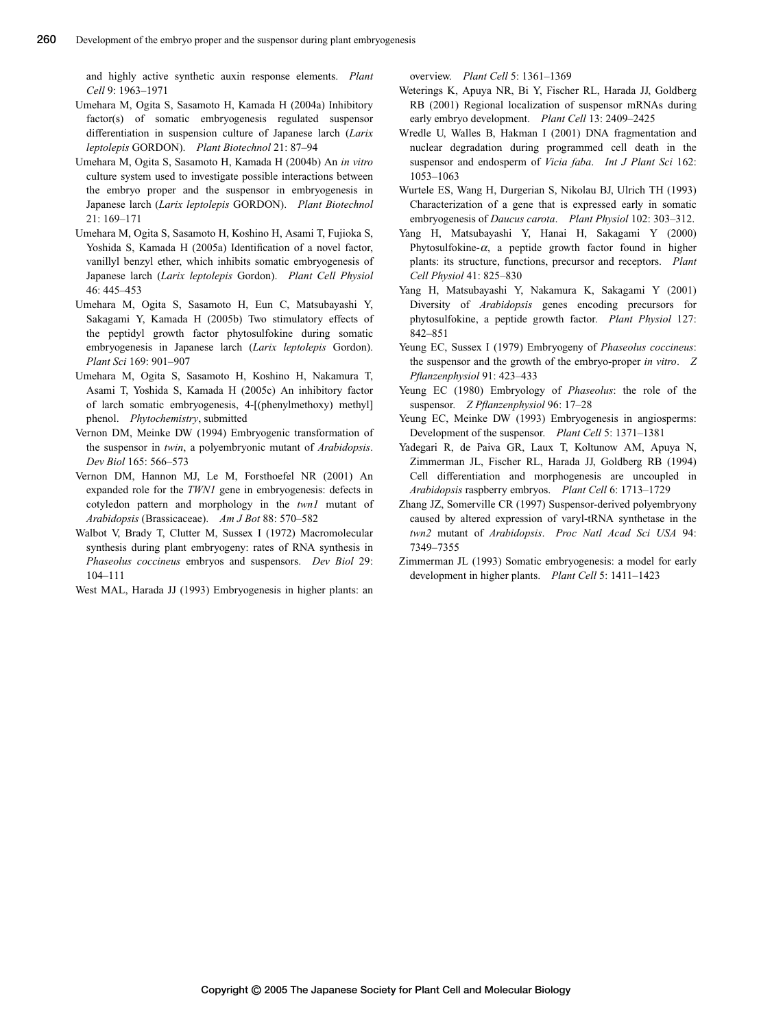and highly active synthetic auxin response elements. *Plant Cell* 9: 1963–1971

Umehara M, Ogita S, Sasamoto H, Kamada H (2004a) Inhibitory factor(s) of somatic embryogenesis regulated suspensor differentiation in suspension culture of Japanese larch (*Larix leptolepis* GORDON). *Plant Biotechnol* 21: 87–94

Umehara M, Ogita S, Sasamoto H, Kamada H (2004b) An *in vitro* culture system used to investigate possible interactions between the embryo proper and the suspensor in embryogenesis in Japanese larch (*Larix leptolepis* GORDON). *Plant Biotechnol* 21: 169–171

Umehara M, Ogita S, Sasamoto H, Koshino H, Asami T, Fujioka S, Yoshida S, Kamada H (2005a) Identification of a novel factor, vanillyl benzyl ether, which inhibits somatic embryogenesis of Japanese larch (*Larix leptolepis* Gordon). *Plant Cell Physiol* 46: 445–453

Umehara M, Ogita S, Sasamoto H, Eun C, Matsubayashi Y, Sakagami Y, Kamada H (2005b) Two stimulatory effects of the peptidyl growth factor phytosulfokine during somatic embryogenesis in Japanese larch (*Larix leptolepis* Gordon). *Plant Sci* 169: 901–907

Umehara M, Ogita S, Sasamoto H, Koshino H, Nakamura T, Asami T, Yoshida S, Kamada H (2005c) An inhibitory factor of larch somatic embryogenesis, 4-[(phenylmethoxy) methyl] phenol. *Phytochemistry*, submitted

Vernon DM, Meinke DW (1994) Embryogenic transformation of the suspensor in *twin*, a polyembryonic mutant of *Arabidopsis*. *Dev Biol* 165: 566–573

Vernon DM, Hannon MJ, Le M, Forsthoefel NR (2001) An expanded role for the *TWN1* gene in embryogenesis: defects in cotyledon pattern and morphology in the *twn1* mutant of *Arabidopsis* (Brassicaceae). *Am J Bot* 88: 570–582

Walbot V, Brady T, Clutter M, Sussex I (1972) Macromolecular synthesis during plant embryogeny: rates of RNA synthesis in *Phaseolus coccineus* embryos and suspensors. *Dev Biol* 29: 104–111

West MAL, Harada JJ (1993) Embryogenesis in higher plants: an overview. *Plant Cell* 5: 1361–1369

Weterings K, Apuya NR, Bi Y, Fischer RL, Harada JJ, Goldberg RB (2001) Regional localization of suspensor mRNAs during early embryo development. *Plant Cell* 13: 2409–2425

Wredle U, Walles B, Hakman I (2001) DNA fragmentation and nuclear degradation during programmed cell death in the suspensor and endosperm of *Vicia faba*. *Int J Plant Sci* 162: 1053–1063

Wurtele ES, Wang H, Durgerian S, Nikolau BJ, Ulrich TH (1993) Characterization of a gene that is expressed early in somatic embryogenesis of *Daucus carota*. *Plant Physiol* 102: 303–312.

Yang H, Matsubayashi Y, Hanai H, Sakagami Y (2000) Phytosulfokine-$\alpha$, a peptide growth factor found in higher plants: its structure, functions, precursor and receptors. *Plant Cell Physiol* 41: 825–830

Yang H, Matsubayashi Y, Nakamura K, Sakagami Y (2001) Diversity of *Arabidopsis* genes encoding precursors for phytosulfokine, a peptide growth factor. *Plant Physiol* 127: 842–851

Yeung EC, Sussex I (1979) Embryogeny of *Phaseolus coccineus*: the suspensor and the growth of the embryo-proper *in vitro*. *Z Pflanzenphysiol* 91: 423–433

Yeung EC (1980) Embryology of *Phaseolus*: the role of the suspensor. *Z Pflanzenphysiol* 96: 17–28

Yeung EC, Meinke DW (1993) Embryogenesis in angiosperms: Development of the suspensor. *Plant Cell* 5: 1371–1381

Yadegari R, de Paiva GR, Laux T, Koltunow AM, Apuya N, Zimmerman JL, Fischer RL, Harada JJ, Goldberg RB (1994) Cell differentiation and morphogenesis are uncoupled in *Arabidopsis* raspberry embryos. *Plant Cell* 6: 1713–1729

Zhang JZ, Somerville CR (1997) Suspensor-derived polyembryony caused by altered expression of valyl-tRNA synthetase in the *twn2* mutant of *Arabidopsis*. *Proc Natl Acad Sci USA* 94: 7349–7355

Zimmerman JL (1993) Somatic embryogenesis: a model for early development in higher plants. *Plant Cell* 5: 1411–1423